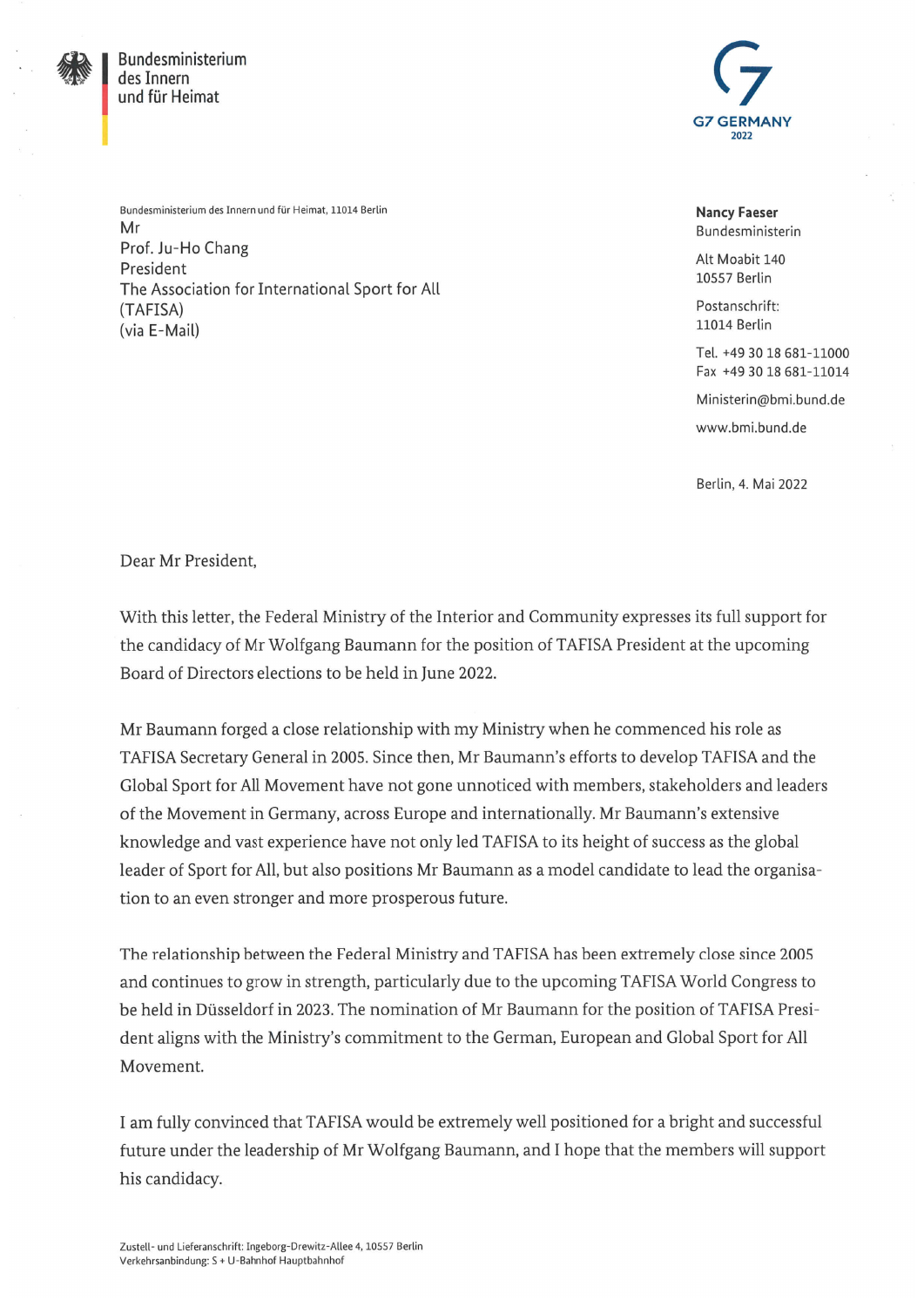Bundesministerium
des Innern
und für Heimat

G7 GERMANY
2022

Bundesministerium des Innern und für Heimat, 11014 Berlin

Mr
Prof. Ju-Ho Chang
President
The Association for International Sport for All
(TAFISA)
(via E-Mail)

**Nancy Faeser**
Bundesministerin

Alt Moabit 140
10557 Berlin

Postanschrift:
11014 Berlin

Tel. +49 30 18 681-11000
Fax +49 30 18 681-11014

Ministerin@bmi.bund.de

www.bmi.bund.de

Berlin, 4. Mai 2022

Dear Mr President,

With this letter, the Federal Ministry of the Interior and Community expresses its full support for the candidacy of Mr Wolfgang Baumann for the position of TAFISA President at the upcoming Board of Directors elections to be held in June 2022.

Mr Baumann forged a close relationship with my Ministry when he commenced his role as TAFISA Secretary General in 2005. Since then, Mr Baumann's efforts to develop TAFISA and the Global Sport for All Movement have not gone unnoticed with members, stakeholders and leaders of the Movement in Germany, across Europe and internationally. Mr Baumann's extensive knowledge and vast experience have not only led TAFISA to its height of success as the global leader of Sport for All, but also positions Mr Baumann as a model candidate to lead the organisation to an even stronger and more prosperous future.

The relationship between the Federal Ministry and TAFISA has been extremely close since 2005 and continues to grow in strength, particularly due to the upcoming TAFISA World Congress to be held in Düsseldorf in 2023. The nomination of Mr Baumann for the position of TAFISA President aligns with the Ministry's commitment to the German, European and Global Sport for All Movement.

I am fully convinced that TAFISA would be extremely well positioned for a bright and successful future under the leadership of Mr Wolfgang Baumann, and I hope that the members will support his candidacy.

Zustell- und Lieferanschrift: Ingeborg-Drewitz-Allee 4, 10557 Berlin
Verkehrsanbindung: S + U-Bahnhof Hauptbahnhof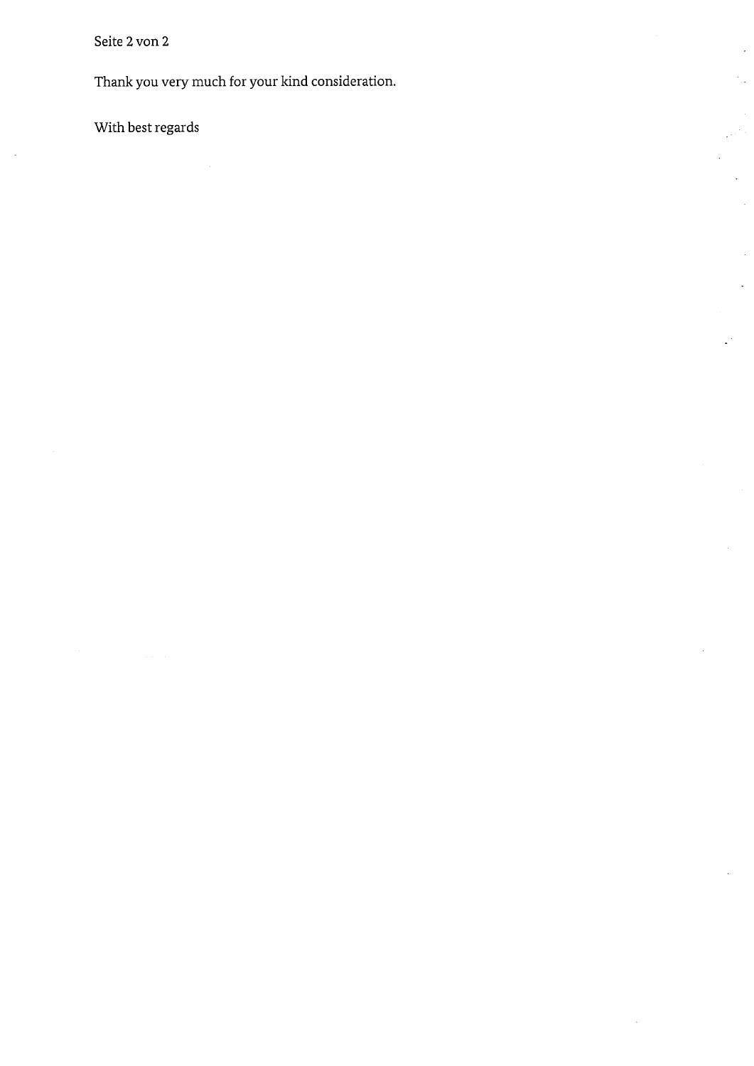Thank you very much for your kind consideration.

With best regards